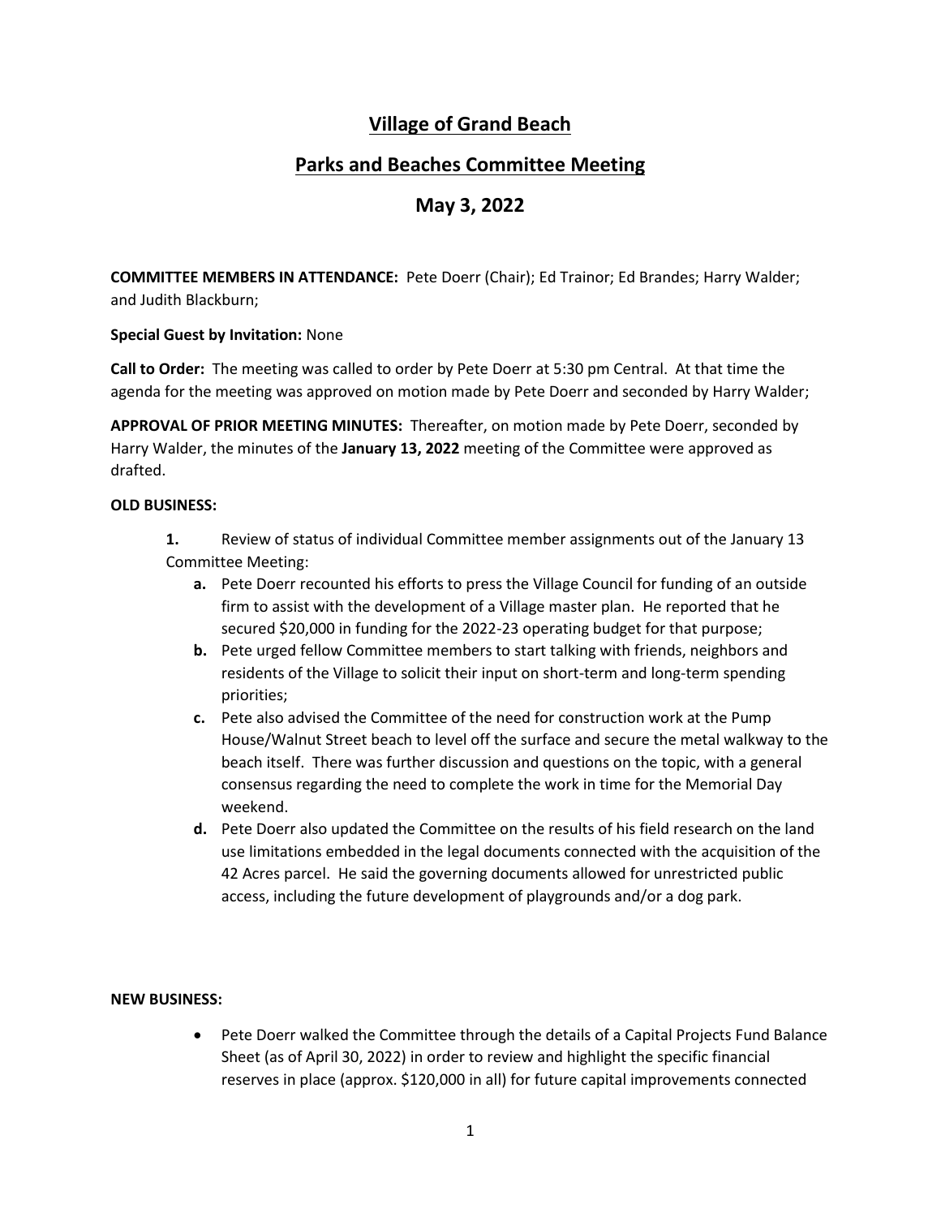# Village of Grand Beach

## Parks and Beaches Committee Meeting

## May 3, 2022

**COMMITTEE MEMBERS IN ATTENDANCE:** Pete Doerr (Chair); Ed Trainor; Ed Brandes; Harry Walder; and Judith Blackburn;

**Special Guest by Invitation:** None

**Call to Order:** The meeting was called to order by Pete Doerr at 5:30 pm Central. At that time the agenda for the meeting was approved on motion made by Pete Doerr and seconded by Harry Walder;

**APPROVAL OF PRIOR MEETING MINUTES:** Thereafter, on motion made by Pete Doerr, seconded by Harry Walder, the minutes of the **January 13, 2022** meeting of the Committee were approved as drafted.

**OLD BUSINESS:**

**1.** Review of status of individual Committee member assignments out of the January 13 Committee Meeting:

- **a.** Pete Doerr recounted his efforts to press the Village Council for funding of an outside firm to assist with the development of a Village master plan. He reported that he secured $20,000 in funding for the 2022-23 operating budget for that purpose;
- **b.** Pete urged fellow Committee members to start talking with friends, neighbors and residents of the Village to solicit their input on short-term and long-term spending priorities;
- **c.** Pete also advised the Committee of the need for construction work at the Pump House/Walnut Street beach to level off the surface and secure the metal walkway to the beach itself. There was further discussion and questions on the topic, with a general consensus regarding the need to complete the work in time for the Memorial Day weekend.
- **d.** Pete Doerr also updated the Committee on the results of his field research on the land use limitations embedded in the legal documents connected with the acquisition of the 42 Acres parcel. He said the governing documents allowed for unrestricted public access, including the future development of playgrounds and/or a dog park.

**NEW BUSINESS:**

- Pete Doerr walked the Committee through the details of a Capital Projects Fund Balance Sheet (as of April 30, 2022) in order to review and highlight the specific financial reserves in place (approx. $120,000 in all) for future capital improvements connected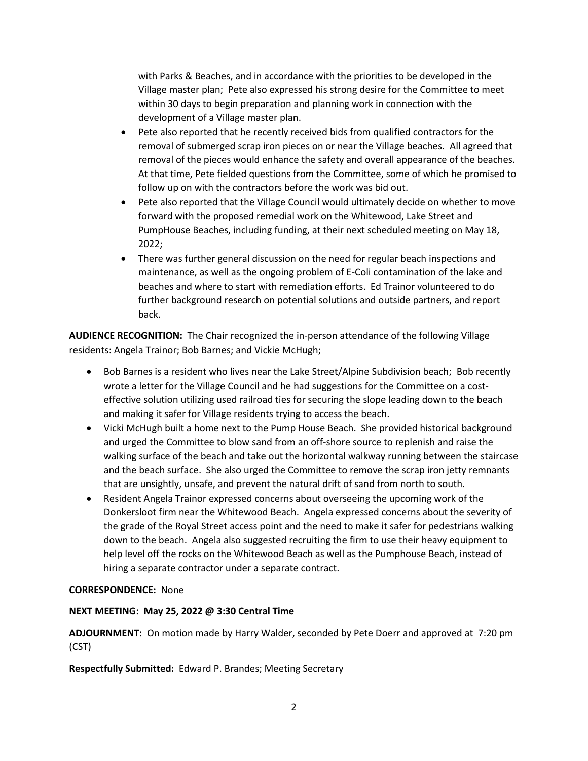with Parks & Beaches, and in accordance with the priorities to be developed in the Village master plan; Pete also expressed his strong desire for the Committee to meet within 30 days to begin preparation and planning work in connection with the development of a Village master plan.

- Pete also reported that he recently received bids from qualified contractors for the removal of submerged scrap iron pieces on or near the Village beaches. All agreed that removal of the pieces would enhance the safety and overall appearance of the beaches. At that time, Pete fielded questions from the Committee, some of which he promised to follow up on with the contractors before the work was bid out.
- Pete also reported that the Village Council would ultimately decide on whether to move forward with the proposed remedial work on the Whitewood, Lake Street and PumpHouse Beaches, including funding, at their next scheduled meeting on May 18, 2022;
- There was further general discussion on the need for regular beach inspections and maintenance, as well as the ongoing problem of E-Coli contamination of the lake and beaches and where to start with remediation efforts. Ed Trainor volunteered to do further background research on potential solutions and outside partners, and report back.

**AUDIENCE RECOGNITION:** The Chair recognized the in-person attendance of the following Village residents: Angela Trainor; Bob Barnes; and Vickie McHugh;

- Bob Barnes is a resident who lives near the Lake Street/Alpine Subdivision beach; Bob recently wrote a letter for the Village Council and he had suggestions for the Committee on a cost-effective solution utilizing used railroad ties for securing the slope leading down to the beach and making it safer for Village residents trying to access the beach.
- Vicki McHugh built a home next to the Pump House Beach. She provided historical background and urged the Committee to blow sand from an off-shore source to replenish and raise the walking surface of the beach and take out the horizontal walkway running between the staircase and the beach surface. She also urged the Committee to remove the scrap iron jetty remnants that are unsightly, unsafe, and prevent the natural drift of sand from north to south.
- Resident Angela Trainor expressed concerns about overseeing the upcoming work of the Donkersloot firm near the Whitewood Beach. Angela expressed concerns about the severity of the grade of the Royal Street access point and the need to make it safer for pedestrians walking down to the beach. Angela also suggested recruiting the firm to use their heavy equipment to help level off the rocks on the Whitewood Beach as well as the Pumphouse Beach, instead of hiring a separate contractor under a separate contract.

**CORRESPONDENCE:** None

**NEXT MEETING: May 25, 2022 @ 3:30 Central Time**

**ADJOURNMENT:** On motion made by Harry Walder, seconded by Pete Doerr and approved at 7:20 pm (CST)

**Respectfully Submitted:** Edward P. Brandes; Meeting Secretary